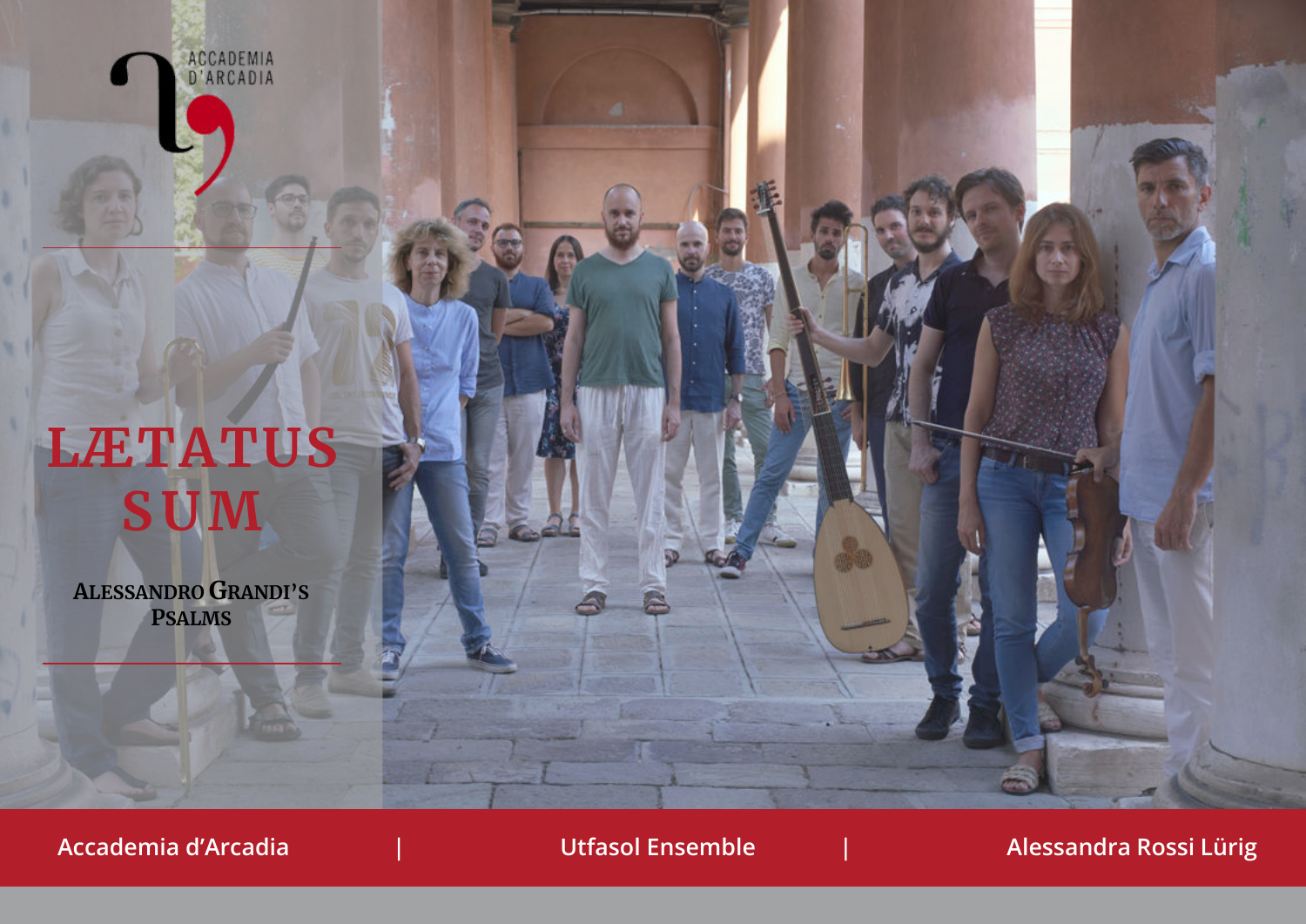ACCADEMIA D'ARCADIA

# LÆTATUS SUM

**Alessandro Grandi's Psalms**

Accademia d'Arcadia | Utfasol Ensemble | Alessandra Rossi Lürig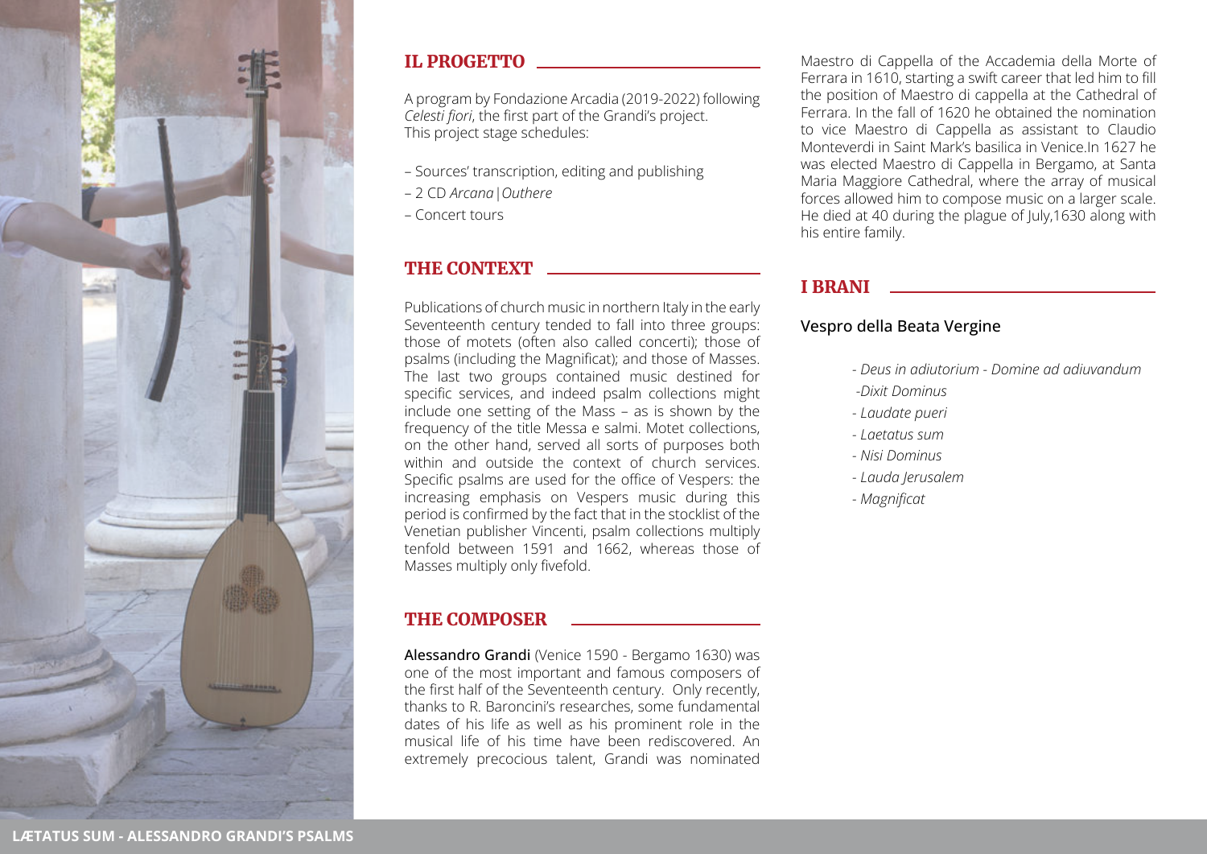## IL PROGETTO

A program by Fondazione Arcadia (2019-2022) following *Celesti fiori*, the first part of the Grandi's project.
This project stage schedules:

– Sources' transcription, editing and publishing
– 2 CD *Arcana|Outhere*
– Concert tours

## THE CONTEXT

Publications of church music in northern Italy in the early Seventeenth century tended to fall into three groups: those of motets (often also called concerti); those of psalms (including the Magnificat); and those of Masses. The last two groups contained music destined for specific services, and indeed psalm collections might include one setting of the Mass – as is shown by the frequency of the title Messa e salmi. Motet collections, on the other hand, served all sorts of purposes both within and outside the context of church services. Specific psalms are used for the office of Vespers: the increasing emphasis on Vespers music during this period is confirmed by the fact that in the stocklist of the Venetian publisher Vincenti, psalm collections multiply tenfold between 1591 and 1662, whereas those of Masses multiply only fivefold.

## THE COMPOSER

**Alessandro Grandi** (Venice 1590 - Bergamo 1630) was one of the most important and famous composers of the first half of the Seventeenth century. Only recently, thanks to R. Baroncini's researches, some fundamental dates of his life as well as his prominent role in the musical life of his time have been rediscovered. An extremely precocious talent, Grandi was nominated Maestro di Cappella of the Accademia della Morte of Ferrara in 1610, starting a swift career that led him to fill the position of Maestro di cappella at the Cathedral of Ferrara. In the fall of 1620 he obtained the nomination to vice Maestro di Cappella as assistant to Claudio Monteverdi in Saint Mark's basilica in Venice.In 1627 he was elected Maestro di Cappella in Bergamo, at Santa Maria Maggiore Cathedral, where the array of musical forces allowed him to compose music on a larger scale. He died at 40 during the plague of July,1630 along with his entire family.

## I BRANI

### Vespro della Beata Vergine

- *Deus in adiutorium - Domine ad adiuvandum*
- *Dixit Dominus*
- *Laudate pueri*
- *Laetatus sum*
- *Nisi Dominus*
- *Lauda Jerusalem*
- *Magnificat*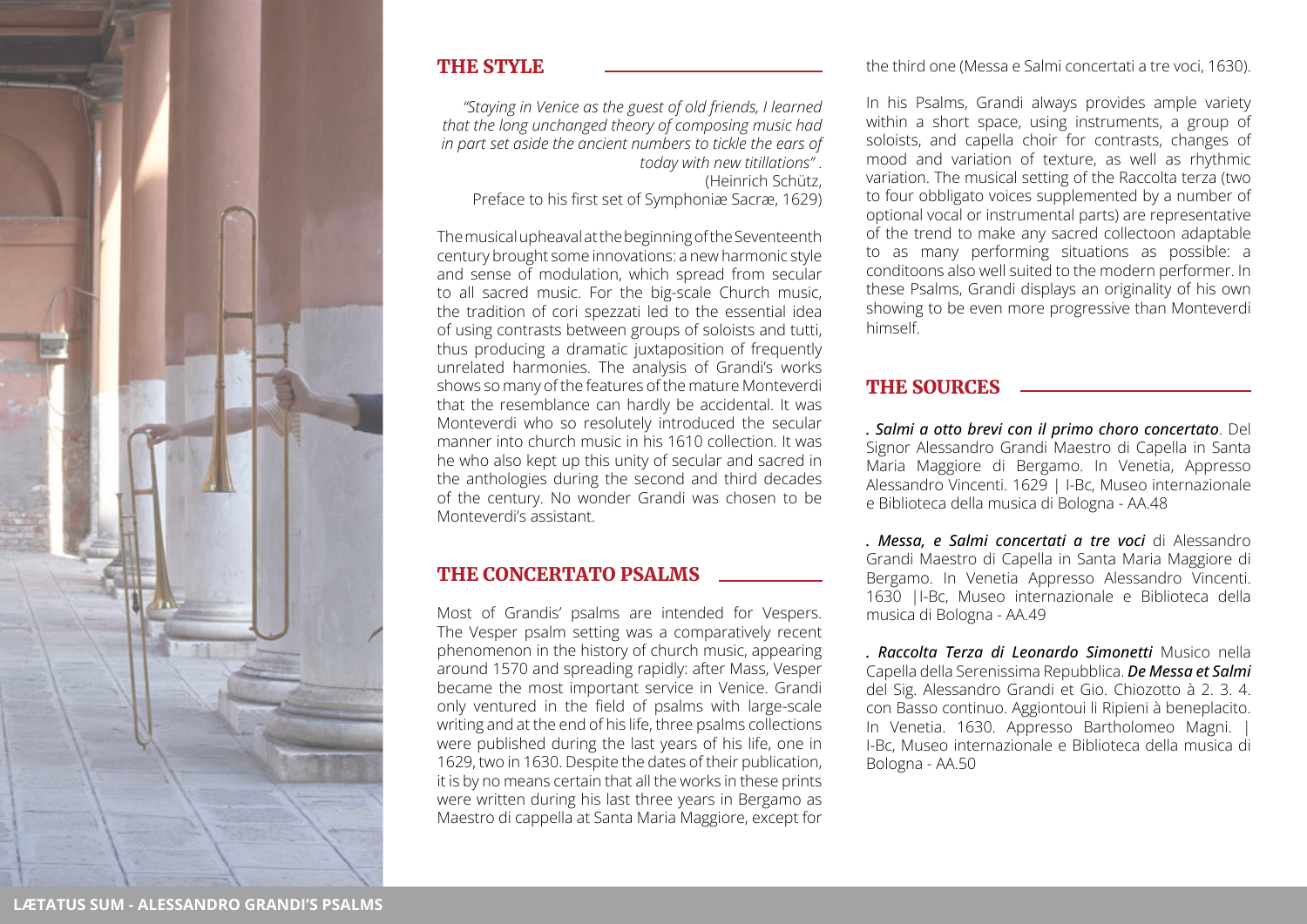## THE STYLE

*"Staying in Venice as the guest of old friends, I learned that the long unchanged theory of composing music had in part set aside the ancient numbers to tickle the ears of today with new titillations" .*
(Heinrich Schütz,
Preface to his first set of Symphoniæ Sacræ, 1629)

The musical upheaval at the beginning of the Seventeenth century brought some innovations: a new harmonic style and sense of modulation, which spread from secular to all sacred music. For the big-scale Church music, the tradition of cori spezzati led to the essential idea of using contrasts between groups of soloists and tutti, thus producing a dramatic juxtaposition of frequently unrelated harmonies. The analysis of Grandi's works shows so many of the features of the mature Monteverdi that the resemblance can hardly be accidental. It was Monteverdi who so resolutely introduced the secular manner into church music in his 1610 collection. It was he who also kept up this unity of secular and sacred in the anthologies during the second and third decades of the century. No wonder Grandi was chosen to be Monteverdi's assistant.

## THE CONCERTATO PSALMS

Most of Grandis' psalms are intended for Vespers. The Vesper psalm setting was a comparatively recent phenomenon in the history of church music, appearing around 1570 and spreading rapidly: after Mass, Vesper became the most important service in Venice. Grandi only ventured in the field of psalms with large-scale writing and at the end of his life, three psalms collections were published during the last years of his life, one in 1629, two in 1630. Despite the dates of their publication, it is by no means certain that all the works in these prints were written during his last three years in Bergamo as Maestro di cappella at Santa Maria Maggiore, except for the third one (Messa e Salmi concertati a tre voci, 1630).

In his Psalms, Grandi always provides ample variety within a short space, using instruments, a group of soloists, and capella choir for contrasts, changes of mood and variation of texture, as well as rhythmic variation. The musical setting of the Raccolta terza (two to four obbligato voices supplemented by a number of optional vocal or instrumental parts) are representative of the trend to make any sacred collectoon adaptable to as many performing situations as possible: a conditoons also well suited to the modern performer. In these Psalms, Grandi displays an originality of his own showing to be even more progressive than Monteverdi himself.

## THE SOURCES

. ***Salmi a otto brevi con il primo choro concertato***. Del Signor Alessandro Grandi Maestro di Capella in Santa Maria Maggiore di Bergamo. In Venetia, Appresso Alessandro Vincenti. 1629 | I-Bc, Museo internazionale e Biblioteca della musica di Bologna - AA.48

. ***Messa, e Salmi concertati a tre voci*** di Alessandro Grandi Maestro di Capella in Santa Maria Maggiore di Bergamo. In Venetia Appresso Alessandro Vincenti. 1630 |I-Bc, Museo internazionale e Biblioteca della musica di Bologna - AA.49

. ***Raccolta Terza di Leonardo Simonetti*** Musico nella Capella della Serenissima Repubblica. ***De Messa et Salmi*** del Sig. Alessandro Grandi et Gio. Chiozotto à 2. 3. 4. con Basso continuo. Aggiontoui li Ripieni à beneplacito. In Venetia. 1630. Appresso Bartholomeo Magni. | I-Bc, Museo internazionale e Biblioteca della musica di Bologna - AA.50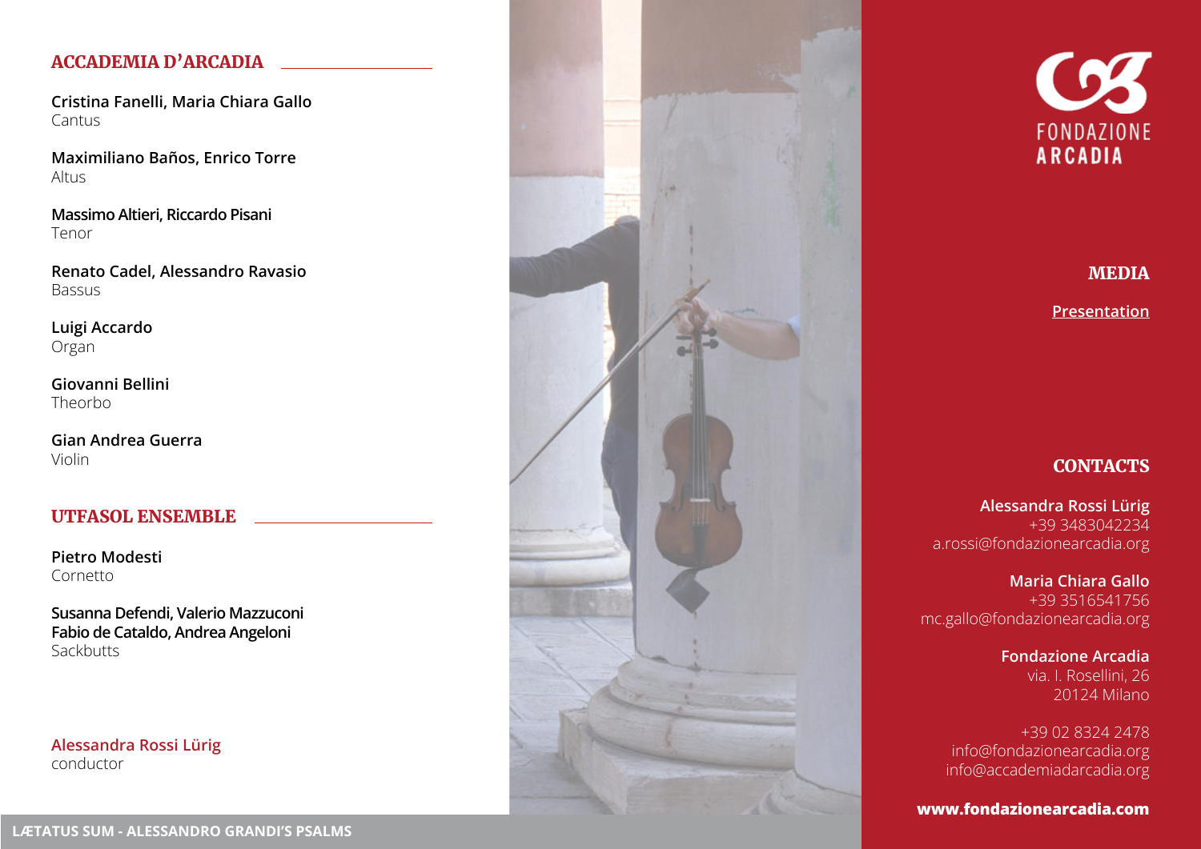## ACCADEMIA D'ARCADIA

**Cristina Fanelli, Maria Chiara Gallo**
Cantus

**Maximiliano Baños, Enrico Torre**
Altus

**Massimo Altieri, Riccardo Pisani**
Tenor

**Renato Cadel, Alessandro Ravasio**
Bassus

**Luigi Accardo**
Organ

**Giovanni Bellini**
Theorbo

**Gian Andrea Guerra**
Violin

## UTFASOL ENSEMBLE

**Pietro Modesti**
Cornetto

**Susanna Defendi, Valerio Mazzuconi**
**Fabio de Cataldo, Andrea Angeloni**
Sackbutts

**Alessandra Rossi Lürig**
conductor

FONDAZIONE ARCADIA

## MEDIA

Presentation

## CONTACTS

**Alessandra Rossi Lürig**
+39 3483042234
a.rossi@fondazionearcadia.org

**Maria Chiara Gallo**
+39 3516541756
mc.gallo@fondazionearcadia.org

**Fondazione Arcadia**
via. I. Rosellini, 26
20124 Milano

+39 02 8324 2478
info@fondazionearcadia.org
info@accademiadarcadia.org

**www.fondazionearcadia.com**

**LÆTATUS SUM - ALESSANDRO GRANDI'S PSALMS**